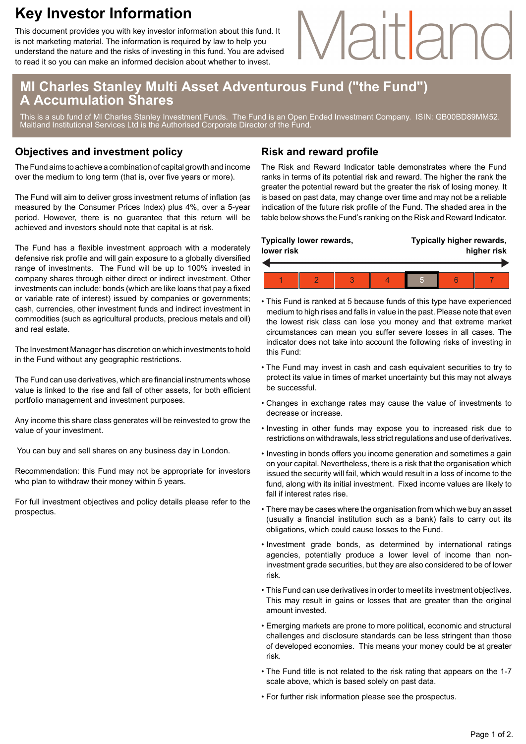# Key Investor Information

This document provides you with key investor information about this fund. It is not marketing material. The information is required by law to help you understand the nature and the risks of investing in this fund. You are advised to read it so you can make an informed decision about whether to invest.

Maitland

## MI Charles Stanley Multi Asset Adventurous Fund ("the Fund")
## A Accumulation Shares

This is a sub fund of MI Charles Stanley Investment Funds. The Fund is an Open Ended Investment Company. ISIN: GB00BD89MM52. Maitland Institutional Services Ltd is the Authorised Corporate Director of the Fund.

## Objectives and investment policy

The Fund aims to achieve a combination of capital growth and income over the medium to long term (that is, over five years or more).

The Fund will aim to deliver gross investment returns of inflation (as measured by the Consumer Prices Index) plus 4%, over a 5-year period. However, there is no guarantee that this return will be achieved and investors should note that capital is at risk.

The Fund has a flexible investment approach with a moderately defensive risk profile and will gain exposure to a globally diversified range of investments. The Fund will be up to 100% invested in company shares through either direct or indirect investment. Other investments can include: bonds (which are like loans that pay a fixed or variable rate of interest) issued by companies or governments; cash, currencies, other investment funds and indirect investment in commodities (such as agricultural products, precious metals and oil) and real estate.

The Investment Manager has discretion on which investments to hold in the Fund without any geographic restrictions.

The Fund can use derivatives, which are financial instruments whose value is linked to the rise and fall of other assets, for both efficient portfolio management and investment purposes.

Any income this share class generates will be reinvested to grow the value of your investment.

You can buy and sell shares on any business day in London.

Recommendation: this Fund may not be appropriate for investors who plan to withdraw their money within 5 years.

For full investment objectives and policy details please refer to the prospectus.

## Risk and reward profile

The Risk and Reward Indicator table demonstrates where the Fund ranks in terms of its potential risk and reward. The higher the rank the greater the potential reward but the greater the risk of losing money. It is based on past data, may change over time and may not be a reliable indication of the future risk profile of the Fund. The shaded area in the table below shows the Fund's ranking on the Risk and Reward Indicator.

**Typically lower rewards, lower risk** ← → **Typically higher rewards, higher risk**

| | | | | | | |
|---|---|---|---|---|---|---|
| 1 | 2 | 3 | 4 | **5** | 6 | 7 |

- This Fund is ranked at 5 because funds of this type have experienced medium to high rises and falls in value in the past. Please note that even the lowest risk class can lose you money and that extreme market circumstances can mean you suffer severe losses in all cases. The indicator does not take into account the following risks of investing in this Fund:
- The Fund may invest in cash and cash equivalent securities to try to protect its value in times of market uncertainty but this may not always be successful.
- Changes in exchange rates may cause the value of investments to decrease or increase.
- Investing in other funds may expose you to increased risk due to restrictions on withdrawals, less strict regulations and use of derivatives.
- Investing in bonds offers you income generation and sometimes a gain on your capital. Nevertheless, there is a risk that the organisation which issued the security will fail, which would result in a loss of income to the fund, along with its initial investment. Fixed income values are likely to fall if interest rates rise.
- There may be cases where the organisation from which we buy an asset (usually a financial institution such as a bank) fails to carry out its obligations, which could cause losses to the Fund.
- Investment grade bonds, as determined by international ratings agencies, potentially produce a lower level of income than non-investment grade securities, but they are also considered to be of lower risk.
- This Fund can use derivatives in order to meet its investment objectives. This may result in gains or losses that are greater than the original amount invested.
- Emerging markets are prone to more political, economic and structural challenges and disclosure standards can be less stringent than those of developed economies. This means your money could be at greater risk.
- The Fund title is not related to the risk rating that appears on the 1-7 scale above, which is based solely on past data.
- For further risk information please see the prospectus.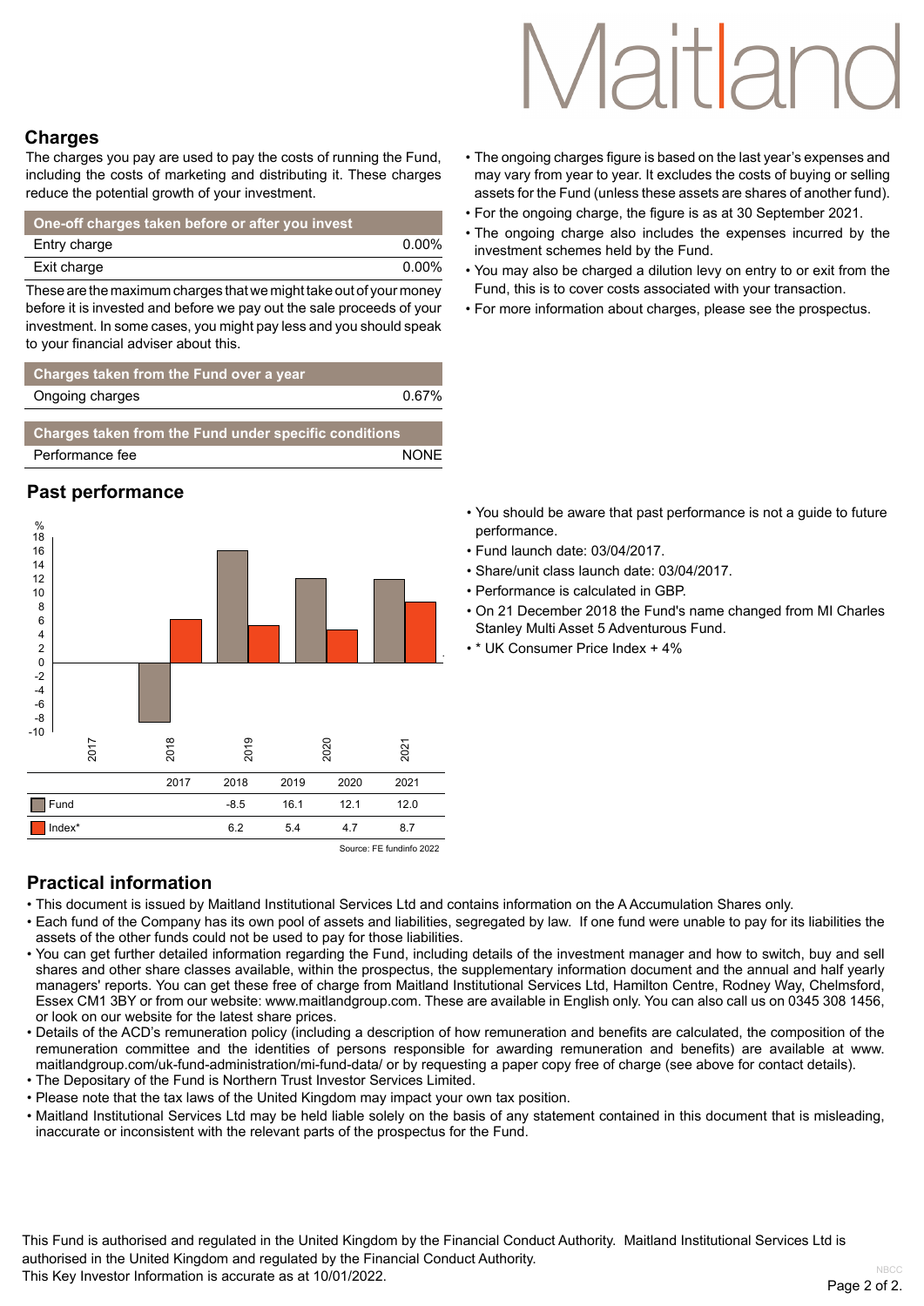## Charges

The charges you pay are used to pay the costs of running the Fund, including the costs of marketing and distributing it. These charges reduce the potential growth of your investment.

| One-off charges taken before or after you invest | |
|---|---|
| Entry charge | 0.00% |
| Exit charge | 0.00% |

These are the maximum charges that we might take out of your money before it is invested and before we pay out the sale proceeds of your investment. In some cases, you might pay less and you should speak to your financial adviser about this.

| Charges taken from the Fund over a year | |
|---|---|
| Ongoing charges | 0.67% |

| Charges taken from the Fund under specific conditions | |
|---|---|
| Performance fee | NONE |

- The ongoing charges figure is based on the last year's expenses and may vary from year to year. It excludes the costs of buying or selling assets for the Fund (unless these assets are shares of another fund).
- For the ongoing charge, the figure is as at 30 September 2021.
- The ongoing charge also includes the expenses incurred by the investment schemes held by the Fund.
- You may also be charged a dilution levy on entry to or exit from the Fund, this is to cover costs associated with your transaction.
- For more information about charges, please see the prospectus.

## Past performance

%

18 16 14 12 10 8 6 4 2 0 -2 -4 -6 -8 -10

2017 2018 2019 2020 2021

| | 2017 | 2018 | 2019 | 2020 | 2021 |
|---|---|---|---|---|---|
| Fund | | -8.5 | 16.1 | 12.1 | 12.0 |
| Index* | | 6.2 | 5.4 | 4.7 | 8.7 |

Source: FE fundinfo 2022

- You should be aware that past performance is not a guide to future performance.
- Fund launch date: 03/04/2017.
- Share/unit class launch date: 03/04/2017.
- Performance is calculated in GBP.
- On 21 December 2018 the Fund's name changed from MI Charles Stanley Multi Asset 5 Adventurous Fund.
- * UK Consumer Price Index + 4%

## Practical information

- This document is issued by Maitland Institutional Services Ltd and contains information on the A Accumulation Shares only.
- Each fund of the Company has its own pool of assets and liabilities, segregated by law. If one fund were unable to pay for its liabilities the assets of the other funds could not be used to pay for those liabilities.
- You can get further detailed information regarding the Fund, including details of the investment manager and how to switch, buy and sell shares and other share classes available, within the prospectus, the supplementary information document and the annual and half yearly managers' reports. You can get these free of charge from Maitland Institutional Services Ltd, Hamilton Centre, Rodney Way, Chelmsford, Essex CM1 3BY or from our website: www.maitlandgroup.com. These are available in English only. You can also call us on 0345 308 1456, or look on our website for the latest share prices.
- Details of the ACD's remuneration policy (including a description of how remuneration and benefits are calculated, the composition of the remuneration committee and the identities of persons responsible for awarding remuneration and benefits) are available at www.maitlandgroup.com/uk-fund-administration/mi-fund-data/ or by requesting a paper copy free of charge (see above for contact details).
- The Depositary of the Fund is Northern Trust Investor Services Limited.
- Please note that the tax laws of the United Kingdom may impact your own tax position.
- Maitland Institutional Services Ltd may be held liable solely on the basis of any statement contained in this document that is misleading, inaccurate or inconsistent with the relevant parts of the prospectus for the Fund.

This Fund is authorised and regulated in the United Kingdom by the Financial Conduct Authority. Maitland Institutional Services Ltd is authorised in the United Kingdom and regulated by the Financial Conduct Authority.
This Key Investor Information is accurate as at 10/01/2022.